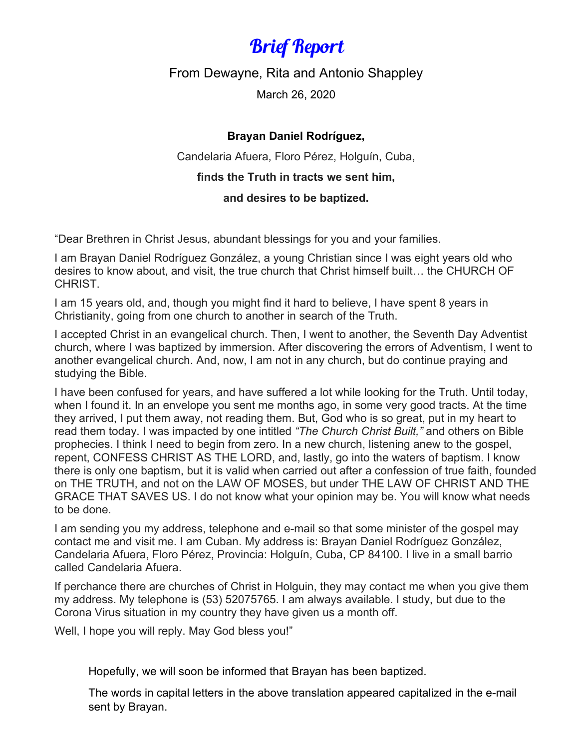# Brief Report

From Dewayne, Rita and Antonio Shappley

March 26, 2020

**Brayan Daniel Rodríguez,**

Candelaria Afuera, Floro Pérez, Holguín, Cuba,

**finds the Truth in tracts we sent him,**

**and desires to be baptized.**

"Dear Brethren in Christ Jesus, abundant blessings for you and your families.

I am Brayan Daniel Rodríguez González, a young Christian since I was eight years old who desires to know about, and visit, the true church that Christ himself built… the CHURCH OF CHRIST.

I am 15 years old, and, though you might find it hard to believe, I have spent 8 years in Christianity, going from one church to another in search of the Truth.

I accepted Christ in an evangelical church. Then, I went to another, the Seventh Day Adventist church, where I was baptized by immersion. After discovering the errors of Adventism, I went to another evangelical church. And, now, I am not in any church, but do continue praying and studying the Bible.

I have been confused for years, and have suffered a lot while looking for the Truth. Until today, when I found it. In an envelope you sent me months ago, in some very good tracts. At the time they arrived, I put them away, not reading them. But, God who is so great, put in my heart to read them today. I was impacted by one intitled *"The Church Christ Built,"* and others on Bible prophecies. I think I need to begin from zero. In a new church, listening anew to the gospel, repent, CONFESS CHRIST AS THE LORD, and, lastly, go into the waters of baptism. I know there is only one baptism, but it is valid when carried out after a confession of true faith, founded on THE TRUTH, and not on the LAW OF MOSES, but under THE LAW OF CHRIST AND THE GRACE THAT SAVES US. I do not know what your opinion may be. You will know what needs to be done.

I am sending you my address, telephone and e-mail so that some minister of the gospel may contact me and visit me. I am Cuban. My address is: Brayan Daniel Rodríguez González, Candelaria Afuera, Floro Pérez, Provincia: Holguín, Cuba, CP 84100. I live in a small barrio called Candelaria Afuera.

If perchance there are churches of Christ in Holguin, they may contact me when you give them my address. My telephone is (53) 52075765. I am always available. I study, but due to the Corona Virus situation in my country they have given us a month off.

Well, I hope you will reply. May God bless you!"

Hopefully, we will soon be informed that Brayan has been baptized.

The words in capital letters in the above translation appeared capitalized in the e-mail sent by Brayan.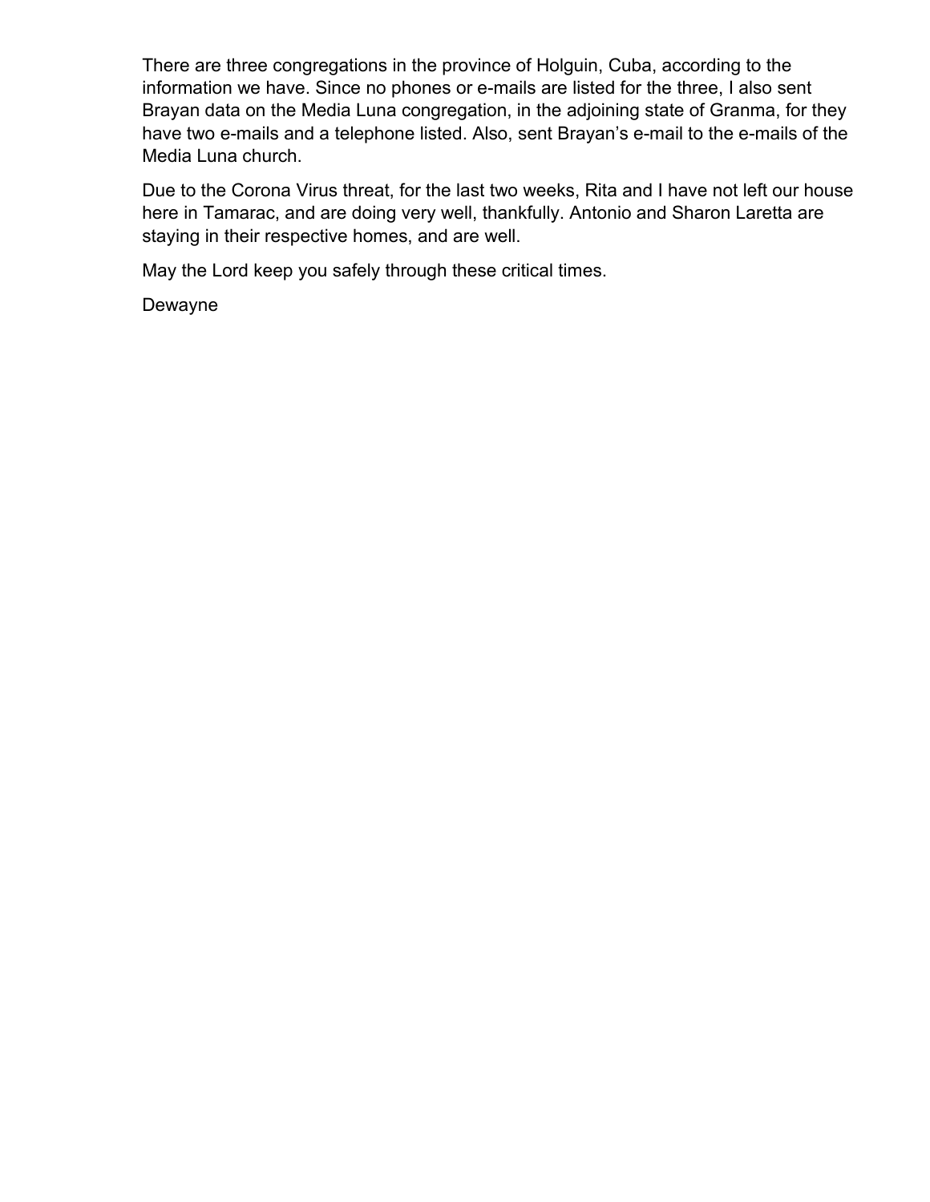There are three congregations in the province of Holguin, Cuba, according to the information we have. Since no phones or e-mails are listed for the three, I also sent Brayan data on the Media Luna congregation, in the adjoining state of Granma, for they have two e-mails and a telephone listed. Also, sent Brayan's e-mail to the e-mails of the Media Luna church.

Due to the Corona Virus threat, for the last two weeks, Rita and I have not left our house here in Tamarac, and are doing very well, thankfully. Antonio and Sharon Laretta are staying in their respective homes, and are well.

May the Lord keep you safely through these critical times.

Dewayne